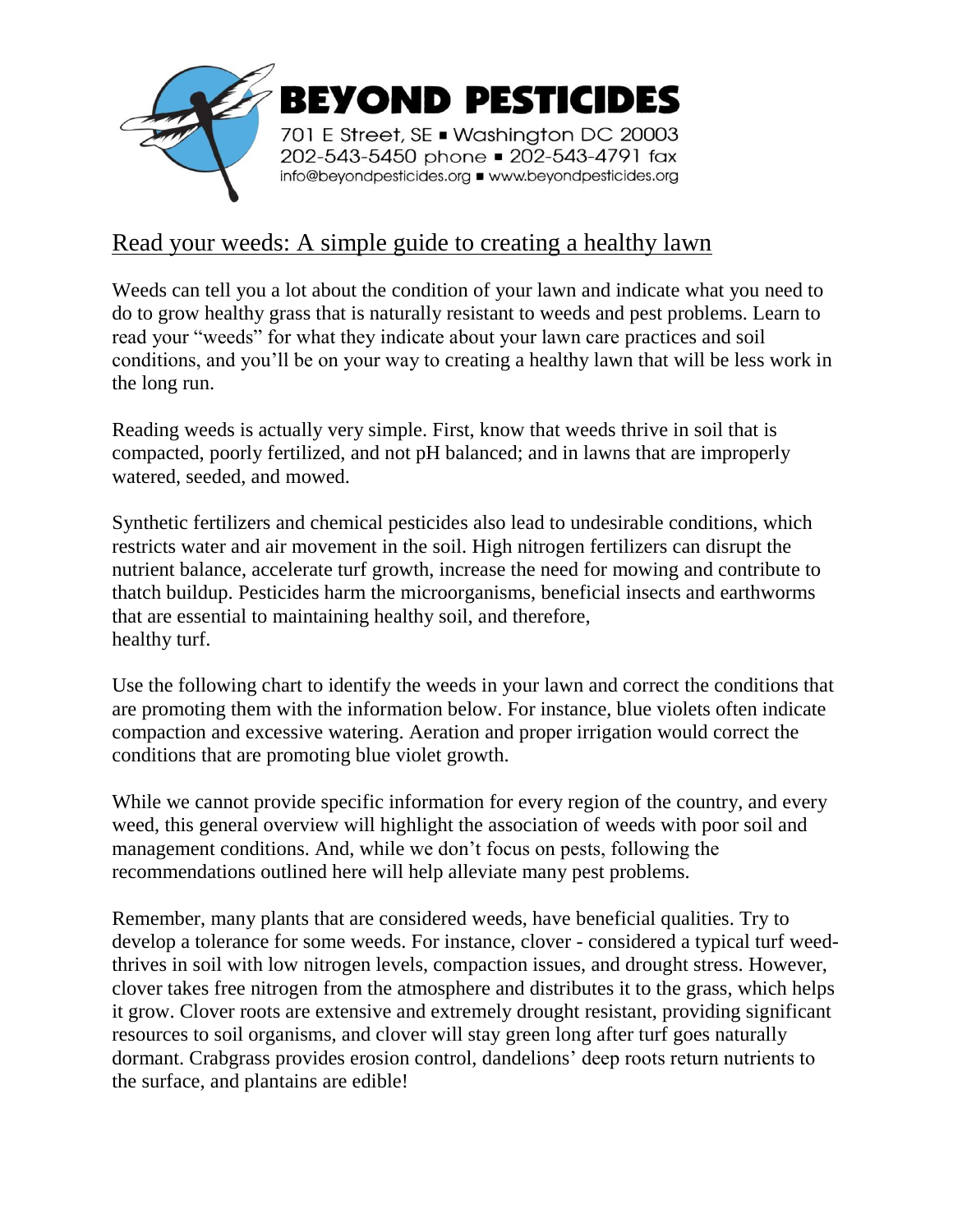**BEYOND PESTICIDES**

701 E Street, SE ■ Washington DC 20003
202-543-5450 phone ■ 202-543-4791 fax
info@beyondpesticides.org ■ www.beyondpesticides.org

# Read your weeds: A simple guide to creating a healthy lawn

Weeds can tell you a lot about the condition of your lawn and indicate what you need to do to grow healthy grass that is naturally resistant to weeds and pest problems. Learn to read your "weeds" for what they indicate about your lawn care practices and soil conditions, and you'll be on your way to creating a healthy lawn that will be less work in the long run.

Reading weeds is actually very simple. First, know that weeds thrive in soil that is compacted, poorly fertilized, and not pH balanced; and in lawns that are improperly watered, seeded, and mowed.

Synthetic fertilizers and chemical pesticides also lead to undesirable conditions, which restricts water and air movement in the soil. High nitrogen fertilizers can disrupt the nutrient balance, accelerate turf growth, increase the need for mowing and contribute to thatch buildup. Pesticides harm the microorganisms, beneficial insects and earthworms that are essential to maintaining healthy soil, and therefore, healthy turf.

Use the following chart to identify the weeds in your lawn and correct the conditions that are promoting them with the information below. For instance, blue violets often indicate compaction and excessive watering. Aeration and proper irrigation would correct the conditions that are promoting blue violet growth.

While we cannot provide specific information for every region of the country, and every weed, this general overview will highlight the association of weeds with poor soil and management conditions. And, while we don't focus on pests, following the recommendations outlined here will help alleviate many pest problems.

Remember, many plants that are considered weeds, have beneficial qualities. Try to develop a tolerance for some weeds. For instance, clover - considered a typical turf weed- thrives in soil with low nitrogen levels, compaction issues, and drought stress. However, clover takes free nitrogen from the atmosphere and distributes it to the grass, which helps it grow. Clover roots are extensive and extremely drought resistant, providing significant resources to soil organisms, and clover will stay green long after turf goes naturally dormant. Crabgrass provides erosion control, dandelions' deep roots return nutrients to the surface, and plantains are edible!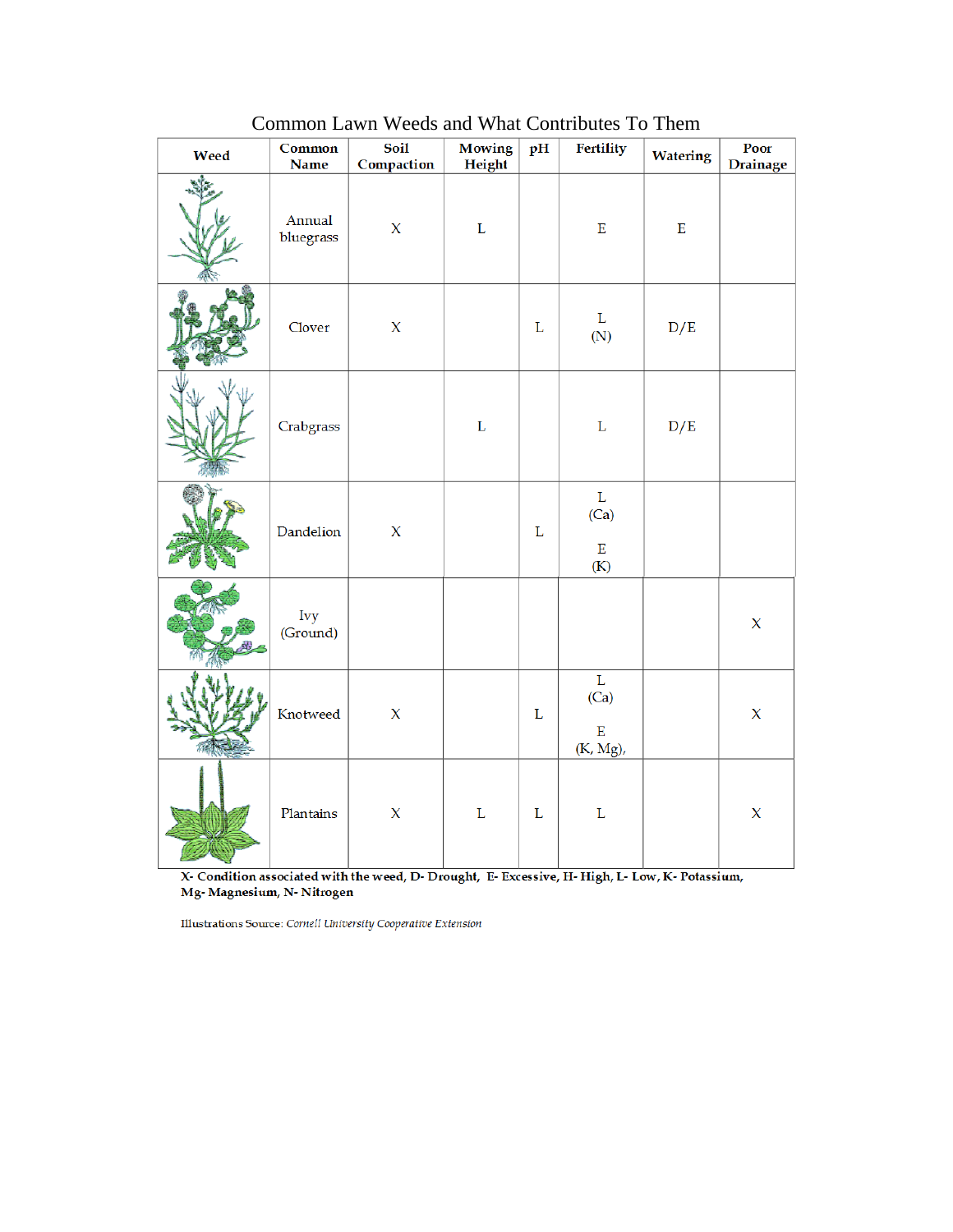# Common Lawn Weeds and What Contributes To Them

| Weed | Common Name | Soil Compaction | Mowing Height | pH | Fertility | Watering | Poor Drainage |
|---|---|---|---|---|---|---|---|
| | Annual bluegrass | X | L | | E | E | |
| | Clover | X | | L | L (N) | D/E | |
| | Crabgrass | | L | | L | D/E | |
| | Dandelion | X | | L | L (Ca) E (K) | | |
| | Ivy (Ground) | | | | | | X |
| | Knotweed | X | | L | L (Ca) E (K, Mg), | | X |
| | Plantains | X | L | L | L | | X |

**X- Condition associated with the weed, D- Drought, E- Excessive, H- High, L- Low, K- Potassium, Mg- Magnesium, N- Nitrogen**

Illustrations Source: *Cornell University Cooperative Extension*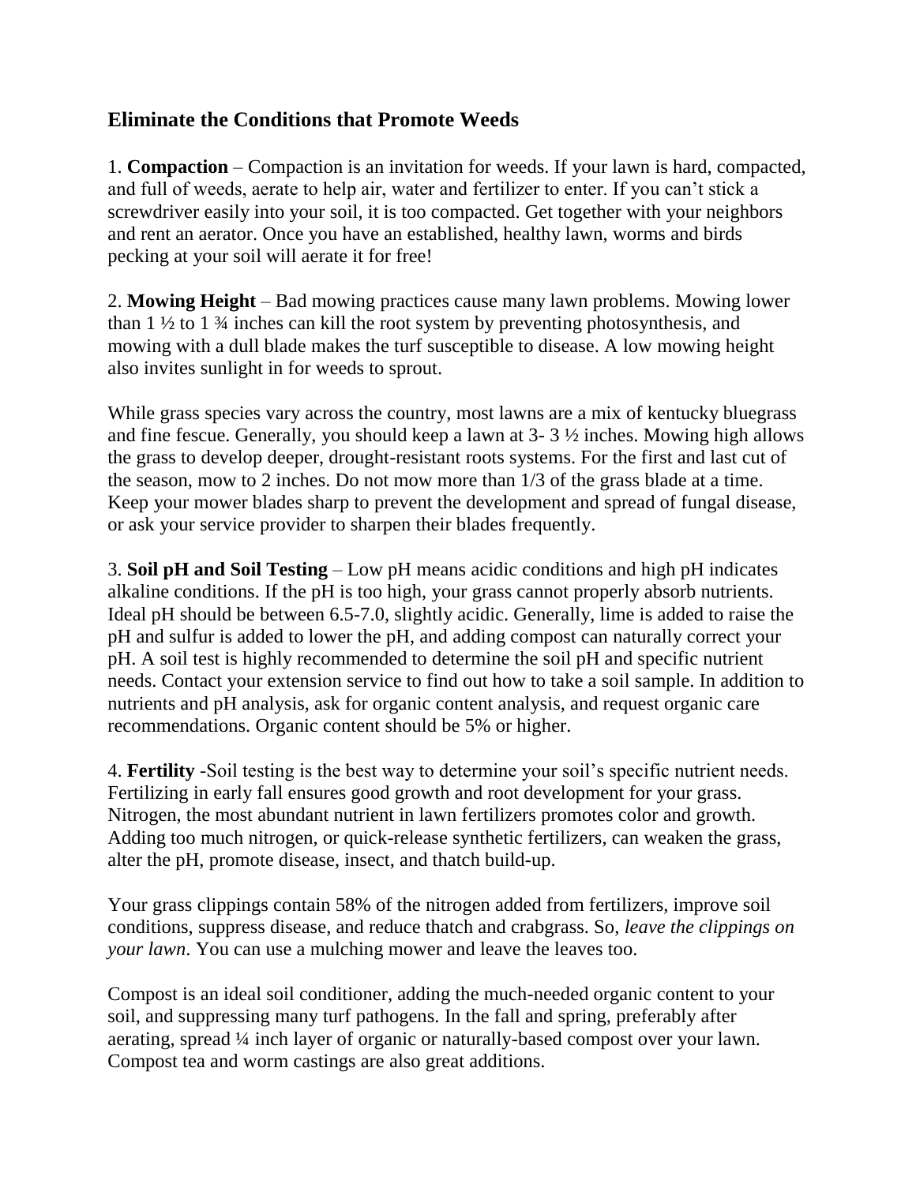## Eliminate the Conditions that Promote Weeds

1. **Compaction** – Compaction is an invitation for weeds. If your lawn is hard, compacted, and full of weeds, aerate to help air, water and fertilizer to enter. If you can't stick a screwdriver easily into your soil, it is too compacted. Get together with your neighbors and rent an aerator. Once you have an established, healthy lawn, worms and birds pecking at your soil will aerate it for free!

2. **Mowing Height** – Bad mowing practices cause many lawn problems. Mowing lower than 1 ½ to 1 ¾ inches can kill the root system by preventing photosynthesis, and mowing with a dull blade makes the turf susceptible to disease. A low mowing height also invites sunlight in for weeds to sprout.

While grass species vary across the country, most lawns are a mix of kentucky bluegrass and fine fescue. Generally, you should keep a lawn at 3- 3 ½ inches. Mowing high allows the grass to develop deeper, drought-resistant roots systems. For the first and last cut of the season, mow to 2 inches. Do not mow more than 1/3 of the grass blade at a time. Keep your mower blades sharp to prevent the development and spread of fungal disease, or ask your service provider to sharpen their blades frequently.

3. **Soil pH and Soil Testing** – Low pH means acidic conditions and high pH indicates alkaline conditions. If the pH is too high, your grass cannot properly absorb nutrients. Ideal pH should be between 6.5-7.0, slightly acidic. Generally, lime is added to raise the pH and sulfur is added to lower the pH, and adding compost can naturally correct your pH. A soil test is highly recommended to determine the soil pH and specific nutrient needs. Contact your extension service to find out how to take a soil sample. In addition to nutrients and pH analysis, ask for organic content analysis, and request organic care recommendations. Organic content should be 5% or higher.

4. **Fertility** -Soil testing is the best way to determine your soil's specific nutrient needs. Fertilizing in early fall ensures good growth and root development for your grass. Nitrogen, the most abundant nutrient in lawn fertilizers promotes color and growth. Adding too much nitrogen, or quick-release synthetic fertilizers, can weaken the grass, alter the pH, promote disease, insect, and thatch build-up.

Your grass clippings contain 58% of the nitrogen added from fertilizers, improve soil conditions, suppress disease, and reduce thatch and crabgrass. So, *leave the clippings on your lawn*. You can use a mulching mower and leave the leaves too.

Compost is an ideal soil conditioner, adding the much-needed organic content to your soil, and suppressing many turf pathogens. In the fall and spring, preferably after aerating, spread ¼ inch layer of organic or naturally-based compost over your lawn. Compost tea and worm castings are also great additions.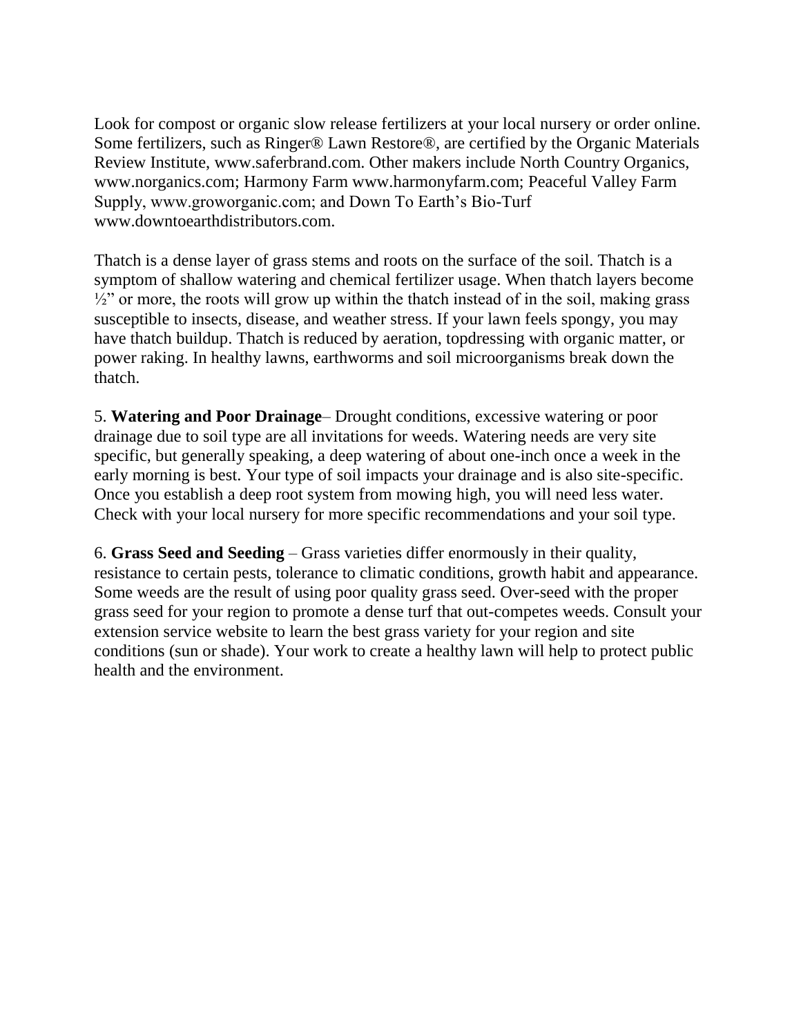Look for compost or organic slow release fertilizers at your local nursery or order online. Some fertilizers, such as Ringer® Lawn Restore®, are certified by the Organic Materials Review Institute, www.saferbrand.com. Other makers include North Country Organics, www.norganics.com; Harmony Farm www.harmonyfarm.com; Peaceful Valley Farm Supply, www.groworganic.com; and Down To Earth's Bio-Turf www.downtoearthdistributors.com.

Thatch is a dense layer of grass stems and roots on the surface of the soil. Thatch is a symptom of shallow watering and chemical fertilizer usage. When thatch layers become ½" or more, the roots will grow up within the thatch instead of in the soil, making grass susceptible to insects, disease, and weather stress. If your lawn feels spongy, you may have thatch buildup. Thatch is reduced by aeration, topdressing with organic matter, or power raking. In healthy lawns, earthworms and soil microorganisms break down the thatch.

5. **Watering and Poor Drainage**– Drought conditions, excessive watering or poor drainage due to soil type are all invitations for weeds. Watering needs are very site specific, but generally speaking, a deep watering of about one-inch once a week in the early morning is best. Your type of soil impacts your drainage and is also site-specific. Once you establish a deep root system from mowing high, you will need less water. Check with your local nursery for more specific recommendations and your soil type.

6. **Grass Seed and Seeding** – Grass varieties differ enormously in their quality, resistance to certain pests, tolerance to climatic conditions, growth habit and appearance. Some weeds are the result of using poor quality grass seed. Over-seed with the proper grass seed for your region to promote a dense turf that out-competes weeds. Consult your extension service website to learn the best grass variety for your region and site conditions (sun or shade). Your work to create a healthy lawn will help to protect public health and the environment.